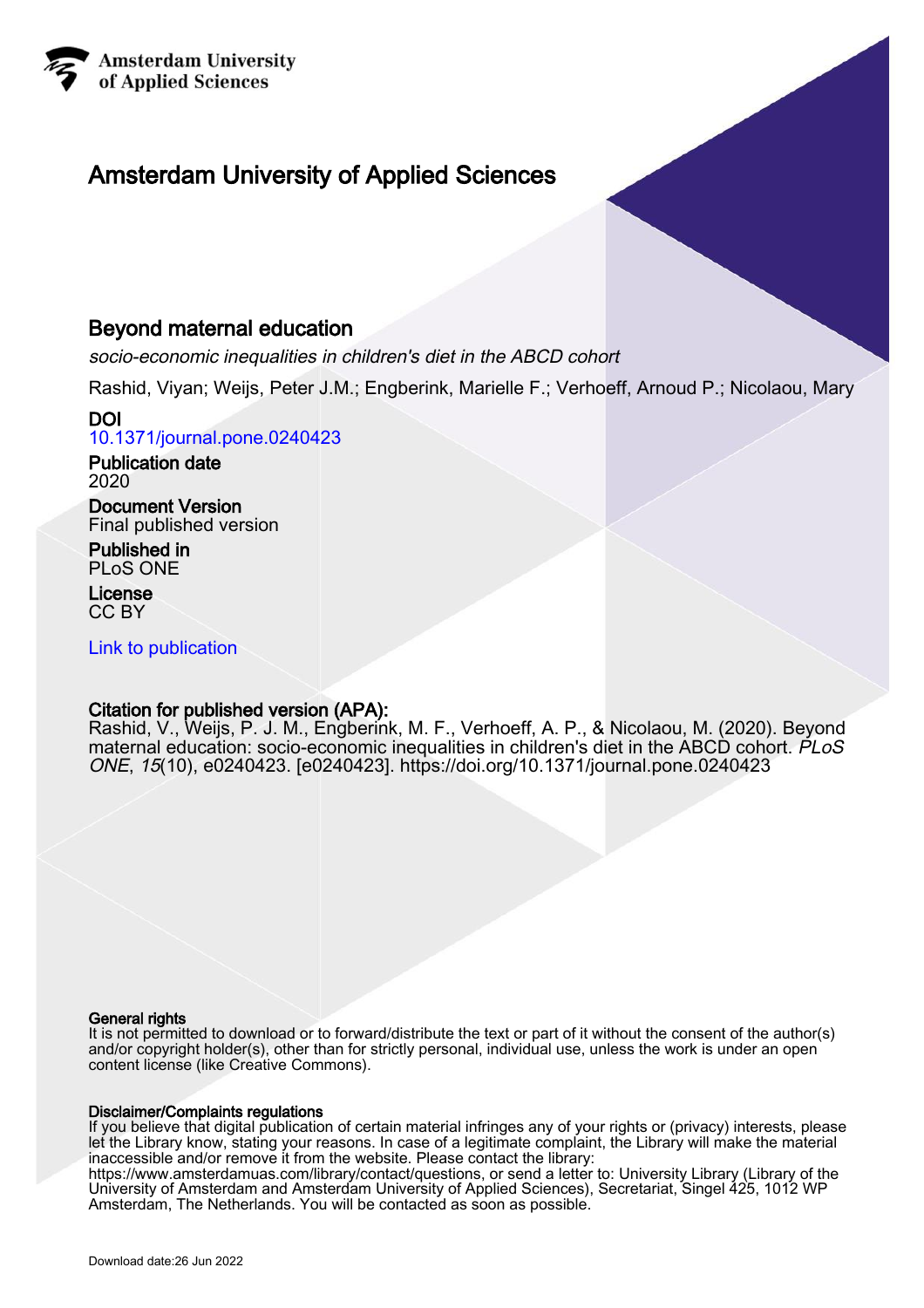Amsterdam University
of Applied Sciences

# Amsterdam University of Applied Sciences

## Beyond maternal education

*socio-economic inequalities in children's diet in the ABCD cohort*

Rashid, Viyan; Weijs, Peter J.M.; Engberink, Marielle F.; Verhoeff, Arnoud P.; Nicolaou, Mary

**DOI**
10.1371/journal.pone.0240423

**Publication date**
2020

**Document Version**
Final published version

**Published in**
PLoS ONE

**License**
CC BY

Link to publication

**Citation for published version (APA):**
Rashid, V., Weijs, P. J. M., Engberink, M. F., Verhoeff, A. P., & Nicolaou, M. (2020). Beyond maternal education: socio-economic inequalities in children's diet in the ABCD cohort. *PLoS ONE*, *15*(10), e0240423. [e0240423]. https://doi.org/10.1371/journal.pone.0240423

**General rights**
It is not permitted to download or to forward/distribute the text or part of it without the consent of the author(s) and/or copyright holder(s), other than for strictly personal, individual use, unless the work is under an open content license (like Creative Commons).

**Disclaimer/Complaints regulations**
If you believe that digital publication of certain material infringes any of your rights or (privacy) interests, please let the Library know, stating your reasons. In case of a legitimate complaint, the Library will make the material inaccessible and/or remove it from the website. Please contact the library:
https://www.amsterdamuas.com/library/contact/questions, or send a letter to: University Library (Library of the University of Amsterdam and Amsterdam University of Applied Sciences), Secretariat, Singel 425, 1012 WP Amsterdam, The Netherlands. You will be contacted as soon as possible.

Download date:26 Jun 2022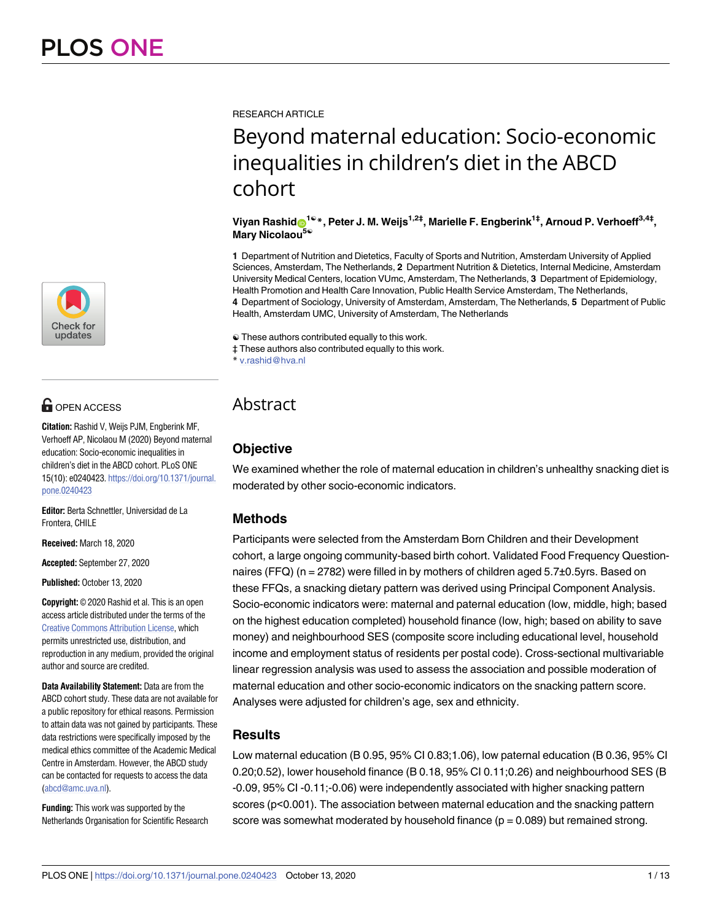PLOS ONE

RESEARCH ARTICLE

# Beyond maternal education: Socio-economic inequalities in children's diet in the ABCD cohort

**Viyan Rashid[1☯]\*, Peter J. M. Weijs[1,2‡], Marielle F. Engberink[1‡], Arnoud P. Verhoeff[3,4‡], Mary Nicolaou[5☯]**

**1** Department of Nutrition and Dietetics, Faculty of Sports and Nutrition, Amsterdam University of Applied Sciences, Amsterdam, The Netherlands, **2** Department Nutrition & Dietetics, Internal Medicine, Amsterdam University Medical Centers, location VUmc, Amsterdam, The Netherlands, **3** Department of Epidemiology, Health Promotion and Health Care Innovation, Public Health Service Amsterdam, The Netherlands, **4** Department of Sociology, University of Amsterdam, Amsterdam, The Netherlands, **5** Department of Public Health, Amsterdam UMC, University of Amsterdam, The Netherlands

☯ These authors contributed equally to this work.
‡ These authors also contributed equally to this work.
\* v.rashid@hva.nl

OPEN ACCESS

**Citation:** Rashid V, Weijs PJM, Engberink MF, Verhoeff AP, Nicolaou M (2020) Beyond maternal education: Socio-economic inequalities in children's diet in the ABCD cohort. PLoS ONE 15(10): e0240423. https://doi.org/10.1371/journal.pone.0240423

**Editor:** Berta Schnettler, Universidad de La Frontera, CHILE

**Received:** March 18, 2020

**Accepted:** September 27, 2020

**Published:** October 13, 2020

**Copyright:** © 2020 Rashid et al. This is an open access article distributed under the terms of the Creative Commons Attribution License, which permits unrestricted use, distribution, and reproduction in any medium, provided the original author and source are credited.

**Data Availability Statement:** Data are from the ABCD cohort study. These data are not available for a public repository for ethical reasons. Permission to attain data was not gained by participants. These data restrictions were specifically imposed by the medical ethics committee of the Academic Medical Centre in Amsterdam. However, the ABCD study can be contacted for requests to access the data (abcd@amc.uva.nl).

**Funding:** This work was supported by the Netherlands Organisation for Scientific Research

## Abstract

### Objective

We examined whether the role of maternal education in children's unhealthy snacking diet is moderated by other socio-economic indicators.

### Methods

Participants were selected from the Amsterdam Born Children and their Development cohort, a large ongoing community-based birth cohort. Validated Food Frequency Questionnaires (FFQ) (n = 2782) were filled in by mothers of children aged 5.7±0.5yrs. Based on these FFQs, a snacking dietary pattern was derived using Principal Component Analysis. Socio-economic indicators were: maternal and paternal education (low, middle, high; based on the highest education completed) household finance (low, high; based on ability to save money) and neighbourhood SES (composite score including educational level, household income and employment status of residents per postal code). Cross-sectional multivariable linear regression analysis was used to assess the association and possible moderation of maternal education and other socio-economic indicators on the snacking pattern score. Analyses were adjusted for children's age, sex and ethnicity.

### Results

Low maternal education (B 0.95, 95% CI 0.83;1.06), low paternal education (B 0.36, 95% CI 0.20;0.52), lower household finance (B 0.18, 95% CI 0.11;0.26) and neighbourhood SES (B -0.09, 95% CI -0.11;-0.06) were independently associated with higher snacking pattern scores ($p<0.001$). The association between maternal education and the snacking pattern score was somewhat moderated by household finance ($p = 0.089$) but remained strong.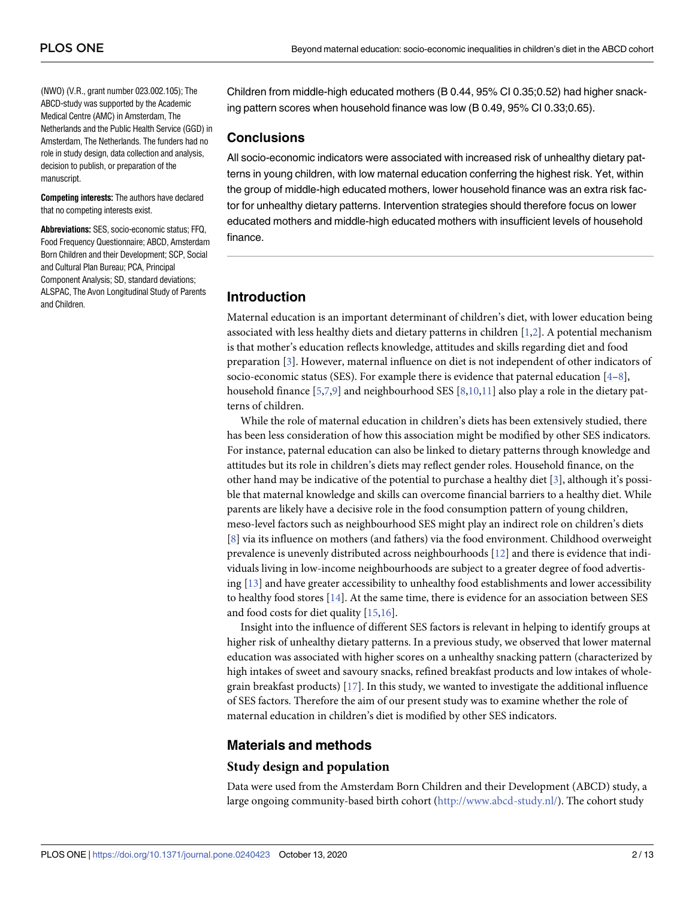(NWO) (V.R., grant number 023.002.105); The ABCD-study was supported by the Academic Medical Centre (AMC) in Amsterdam, The Netherlands and the Public Health Service (GGD) in Amsterdam, The Netherlands. The funders had no role in study design, data collection and analysis, decision to publish, or preparation of the manuscript.

**Competing interests:** The authors have declared that no competing interests exist.

**Abbreviations:** SES, socio-economic status; FFQ, Food Frequency Questionnaire; ABCD, Amsterdam Born Children and their Development; SCP, Social and Cultural Plan Bureau; PCA, Principal Component Analysis; SD, standard deviations; ALSPAC, The Avon Longitudinal Study of Parents and Children.

Children from middle-high educated mothers (B 0.44, 95% CI 0.35;0.52) had higher snacking pattern scores when household finance was low (B 0.49, 95% CI 0.33;0.65).

## Conclusions

All socio-economic indicators were associated with increased risk of unhealthy dietary patterns in young children, with low maternal education conferring the highest risk. Yet, within the group of middle-high educated mothers, lower household finance was an extra risk factor for unhealthy dietary patterns. Intervention strategies should therefore focus on lower educated mothers and middle-high educated mothers with insufficient levels of household finance.

## Introduction

Maternal education is an important determinant of children's diet, with lower education being associated with less healthy diets and dietary patterns in children [1,2]. A potential mechanism is that mother's education reflects knowledge, attitudes and skills regarding diet and food preparation [3]. However, maternal influence on diet is not independent of other indicators of socio-economic status (SES). For example there is evidence that paternal education [4–8], household finance [5,7,9] and neighbourhood SES [8,10,11] also play a role in the dietary patterns of children.

While the role of maternal education in children's diets has been extensively studied, there has been less consideration of how this association might be modified by other SES indicators. For instance, paternal education can also be linked to dietary patterns through knowledge and attitudes but its role in children's diets may reflect gender roles. Household finance, on the other hand may be indicative of the potential to purchase a healthy diet [3], although it's possible that maternal knowledge and skills can overcome financial barriers to a healthy diet. While parents are likely have a decisive role in the food consumption pattern of young children, meso-level factors such as neighbourhood SES might play an indirect role on children's diets [8] via its influence on mothers (and fathers) via the food environment. Childhood overweight prevalence is unevenly distributed across neighbourhoods [12] and there is evidence that individuals living in low-income neighbourhoods are subject to a greater degree of food advertising [13] and have greater accessibility to unhealthy food establishments and lower accessibility to healthy food stores [14]. At the same time, there is evidence for an association between SES and food costs for diet quality [15,16].

Insight into the influence of different SES factors is relevant in helping to identify groups at higher risk of unhealthy dietary patterns. In a previous study, we observed that lower maternal education was associated with higher scores on a unhealthy snacking pattern (characterized by high intakes of sweet and savoury snacks, refined breakfast products and low intakes of wholegrain breakfast products) [17]. In this study, we wanted to investigate the additional influence of SES factors. Therefore the aim of our present study was to examine whether the role of maternal education in children's diet is modified by other SES indicators.

## Materials and methods

### Study design and population

Data were used from the Amsterdam Born Children and their Development (ABCD) study, a large ongoing community-based birth cohort (http://www.abcd-study.nl/). The cohort study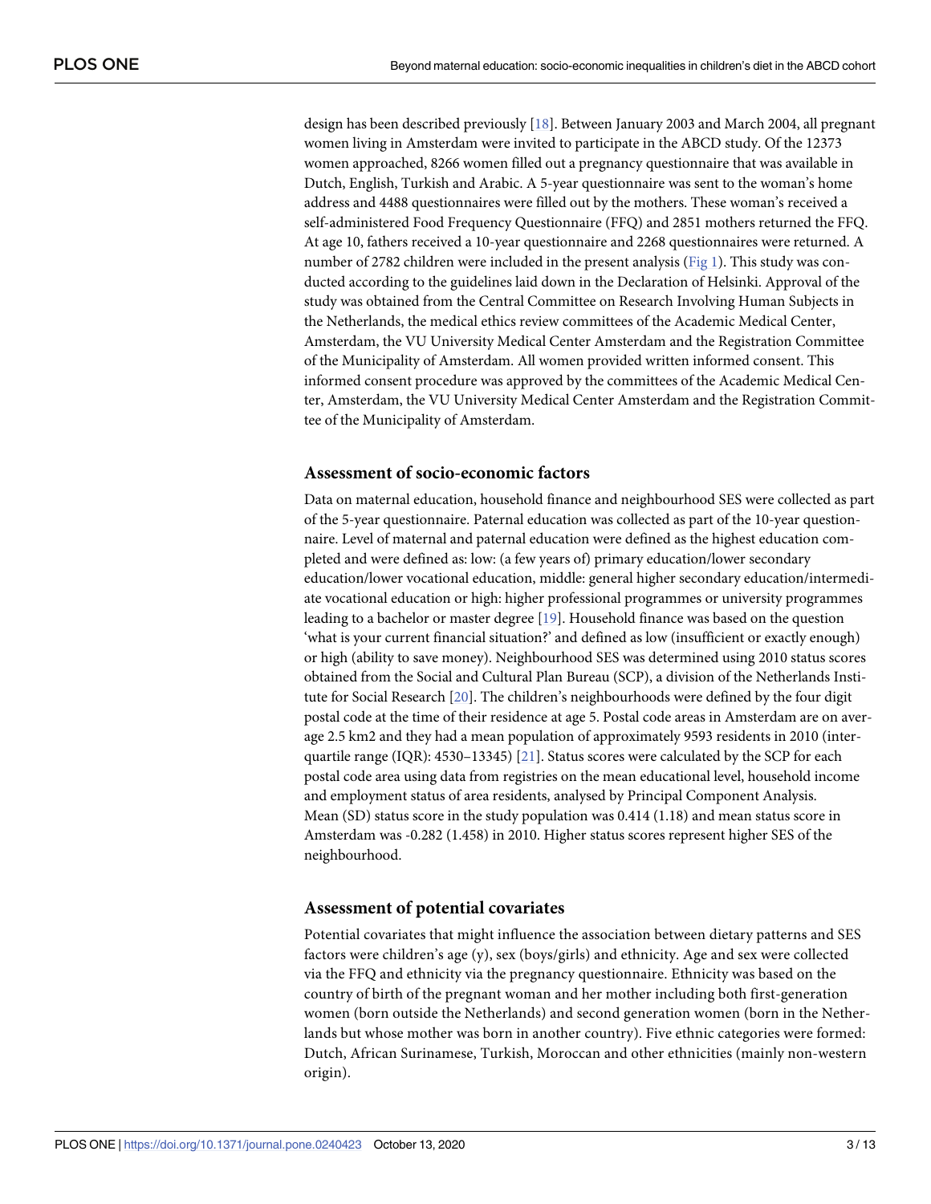design has been described previously [18]. Between January 2003 and March 2004, all pregnant women living in Amsterdam were invited to participate in the ABCD study. Of the 12373 women approached, 8266 women filled out a pregnancy questionnaire that was available in Dutch, English, Turkish and Arabic. A 5-year questionnaire was sent to the woman's home address and 4488 questionnaires were filled out by the mothers. These woman's received a self-administered Food Frequency Questionnaire (FFQ) and 2851 mothers returned the FFQ. At age 10, fathers received a 10-year questionnaire and 2268 questionnaires were returned. A number of 2782 children were included in the present analysis (Fig 1). This study was conducted according to the guidelines laid down in the Declaration of Helsinki. Approval of the study was obtained from the Central Committee on Research Involving Human Subjects in the Netherlands, the medical ethics review committees of the Academic Medical Center, Amsterdam, the VU University Medical Center Amsterdam and the Registration Committee of the Municipality of Amsterdam. All women provided written informed consent. This informed consent procedure was approved by the committees of the Academic Medical Center, Amsterdam, the VU University Medical Center Amsterdam and the Registration Committee of the Municipality of Amsterdam.

### Assessment of socio-economic factors

Data on maternal education, household finance and neighbourhood SES were collected as part of the 5-year questionnaire. Paternal education was collected as part of the 10-year questionnaire. Level of maternal and paternal education were defined as the highest education completed and were defined as: low: (a few years of) primary education/lower secondary education/lower vocational education, middle: general higher secondary education/intermediate vocational education or high: higher professional programmes or university programmes leading to a bachelor or master degree [19]. Household finance was based on the question 'what is your current financial situation?' and defined as low (insufficient or exactly enough) or high (ability to save money). Neighbourhood SES was determined using 2010 status scores obtained from the Social and Cultural Plan Bureau (SCP), a division of the Netherlands Institute for Social Research [20]. The children's neighbourhoods were defined by the four digit postal code at the time of their residence at age 5. Postal code areas in Amsterdam are on average 2.5 km2 and they had a mean population of approximately 9593 residents in 2010 (interquartile range (IQR): 4530–13345) [21]. Status scores were calculated by the SCP for each postal code area using data from registries on the mean educational level, household income and employment status of area residents, analysed by Principal Component Analysis. Mean (SD) status score in the study population was 0.414 (1.18) and mean status score in Amsterdam was -0.282 (1.458) in 2010. Higher status scores represent higher SES of the neighbourhood.

### Assessment of potential covariates

Potential covariates that might influence the association between dietary patterns and SES factors were children's age (y), sex (boys/girls) and ethnicity. Age and sex were collected via the FFQ and ethnicity via the pregnancy questionnaire. Ethnicity was based on the country of birth of the pregnant woman and her mother including both first-generation women (born outside the Netherlands) and second generation women (born in the Netherlands but whose mother was born in another country). Five ethnic categories were formed: Dutch, African Surinamese, Turkish, Moroccan and other ethnicities (mainly non-western origin).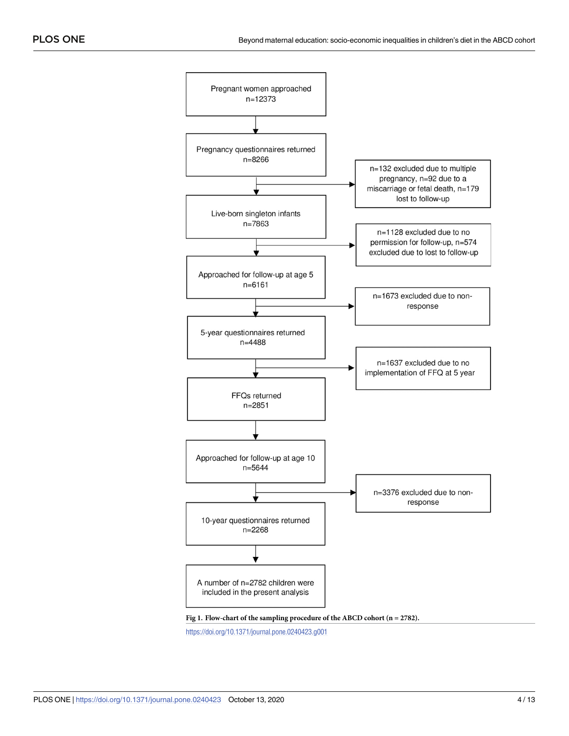Pregnant women approached
n=12373

Pregnancy questionnaires returned
n=8266

n=132 excluded due to multiple pregnancy, n=92 due to a miscarriage or fetal death, n=179 lost to follow-up

Live-born singleton infants
n=7863

n=1128 excluded due to no permission for follow-up, n=574 excluded due to lost to follow-up

Approached for follow-up at age 5
n=6161

n=1673 excluded due to non-response

5-year questionnaires returned
n=4488

n=1637 excluded due to no implementation of FFQ at 5 year

FFQs returned
n=2851

Approached for follow-up at age 10
n=5644

n=3376 excluded due to non-response

10-year questionnaires returned
n=2268

A number of n=2782 children were included in the present analysis

**Fig 1. Flow-chart of the sampling procedure of the ABCD cohort (n = 2782).**

https://doi.org/10.1371/journal.pone.0240423.g001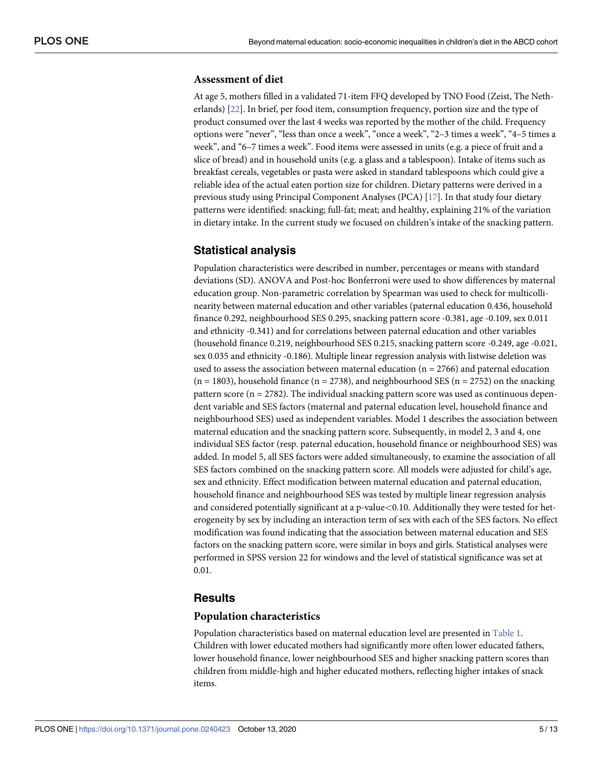### Assessment of diet

At age 5, mothers filled in a validated 71-item FFQ developed by TNO Food (Zeist, The Netherlands) [22]. In brief, per food item, consumption frequency, portion size and the type of product consumed over the last 4 weeks was reported by the mother of the child. Frequency options were "never", "less than once a week", "once a week", "2–3 times a week", "4–5 times a week", and "6–7 times a week". Food items were assessed in units (e.g. a piece of fruit and a slice of bread) and in household units (e.g. a glass and a tablespoon). Intake of items such as breakfast cereals, vegetables or pasta were asked in standard tablespoons which could give a reliable idea of the actual eaten portion size for children. Dietary patterns were derived in a previous study using Principal Component Analyses (PCA) [17]. In that study four dietary patterns were identified: snacking; full-fat; meat; and healthy, explaining 21% of the variation in dietary intake. In the current study we focused on children's intake of the snacking pattern.

## Statistical analysis

Population characteristics were described in number, percentages or means with standard deviations (SD). ANOVA and Post-hoc Bonferroni were used to show differences by maternal education group. Non-parametric correlation by Spearman was used to check for multicollinearity between maternal education and other variables (paternal education 0.436, household finance 0.292, neighbourhood SES 0.295, snacking pattern score -0.381, age -0.109, sex 0.011 and ethnicity -0.341) and for correlations between paternal education and other variables (household finance 0.219, neighbourhood SES 0.215, snacking pattern score -0.249, age -0.021, sex 0.035 and ethnicity -0.186). Multiple linear regression analysis with listwise deletion was used to assess the association between maternal education ($n = 2766$) and paternal education ($n = 1803$), household finance ($n = 2738$), and neighbourhood SES ($n = 2752$) on the snacking pattern score ($n = 2782$). The individual snacking pattern score was used as continuous dependent variable and SES factors (maternal and paternal education level, household finance and neighbourhood SES) used as independent variables. Model 1 describes the association between maternal education and the snacking pattern score. Subsequently, in model 2, 3 and 4, one individual SES factor (resp. paternal education, household finance or neighbourhood SES) was added. In model 5, all SES factors were added simultaneously, to examine the association of all SES factors combined on the snacking pattern score. All models were adjusted for child's age, sex and ethnicity. Effect modification between maternal education and paternal education, household finance and neighbourhood SES was tested by multiple linear regression analysis and considered potentially significant at a p-value$<0.10$. Additionally they were tested for heterogeneity by sex by including an interaction term of sex with each of the SES factors. No effect modification was found indicating that the association between maternal education and SES factors on the snacking pattern score, were similar in boys and girls. Statistical analyses were performed in SPSS version 22 for windows and the level of statistical significance was set at 0.01.

## Results

### Population characteristics

Population characteristics based on maternal education level are presented in Table 1. Children with lower educated mothers had significantly more often lower educated fathers, lower household finance, lower neighbourhood SES and higher snacking pattern scores than children from middle-high and higher educated mothers, reflecting higher intakes of snack items.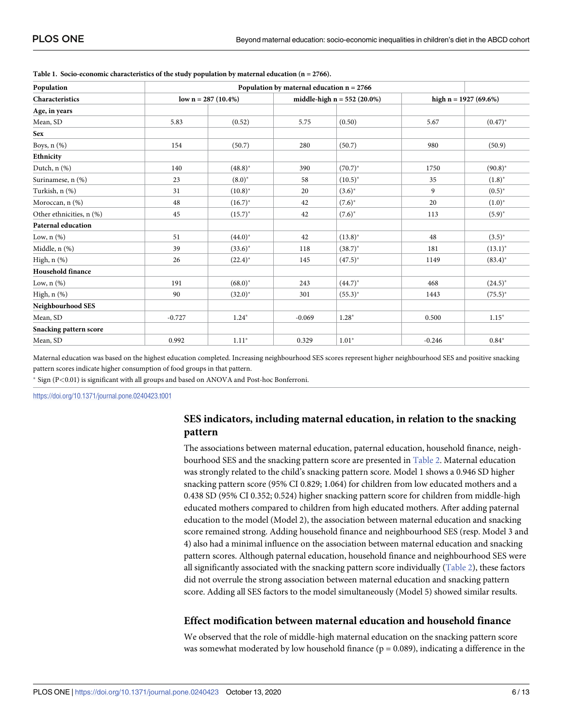**Table 1. Socio-economic characteristics of the study population by maternal education (n = 2766).**

| Population | Population by maternal education n = 2766 | | | | | |
|---|---|---|---|---|---|---|
| Characteristics | low n = 287 (10.4%) | | middle-high n = 552 (20.0%) | | high n = 1927 (69.6%) | |
| **Age, in years** | | | | | | |
| Mean, SD | 5.83 | (0.52) | 5.75 | (0.50) | 5.67 | (0.47)* |
| **Sex** | | | | | | |
| Boys, n (%) | 154 | (50.7) | 280 | (50.7) | 980 | (50.9) |
| **Ethnicity** | | | | | | |
| Dutch, n (%) | 140 | (48.8)* | 390 | (70.7)* | 1750 | (90.8)* |
| Surinamese, n (%) | 23 | (8.0)* | 58 | (10.5)* | 35 | (1.8)* |
| Turkish, n (%) | 31 | (10.8)* | 20 | (3.6)* | 9 | (0.5)* |
| Moroccan, n (%) | 48 | (16.7)* | 42 | (7.6)* | 20 | (1.0)* |
| Other ethnicities, n (%) | 45 | (15.7)* | 42 | (7.6)* | 113 | (5.9)* |
| **Paternal education** | | | | | | |
| Low, n (%) | 51 | (44.0)* | 42 | (13.8)* | 48 | (3.5)* |
| Middle, n (%) | 39 | (33.6)* | 118 | (38.7)* | 181 | (13.1)* |
| High, n (%) | 26 | (22.4)* | 145 | (47.5)* | 1149 | (83.4)* |
| **Household finance** | | | | | | |
| Low, n (%) | 191 | (68.0)* | 243 | (44.7)* | 468 | (24.5)* |
| High, n (%) | 90 | (32.0)* | 301 | (55.3)* | 1443 | (75.5)* |
| **Neighbourhood SES** | | | | | | |
| Mean, SD | -0.727 | 1.24* | -0.069 | 1.28* | 0.500 | 1.15* |
| **Snacking pattern score** | | | | | | |
| Mean, SD | 0.992 | 1.11* | 0.329 | 1.01* | -0.246 | 0.84* |

Maternal education was based on the highest education completed. Increasing neighbourhood SES scores represent higher neighbourhood SES and positive snacking pattern scores indicate higher consumption of food groups in that pattern.

* Sign ($P<0.01$) is significant with all groups and based on ANOVA and Post-hoc Bonferroni.

https://doi.org/10.1371/journal.pone.0240423.t001

## SES indicators, including maternal education, in relation to the snacking pattern

The associations between maternal education, paternal education, household finance, neighbourhood SES and the snacking pattern score are presented in Table 2. Maternal education was strongly related to the child's snacking pattern score. Model 1 shows a 0.946 SD higher snacking pattern score (95% CI 0.829; 1.064) for children from low educated mothers and a 0.438 SD (95% CI 0.352; 0.524) higher snacking pattern score for children from middle-high educated mothers compared to children from high educated mothers. After adding paternal education to the model (Model 2), the association between maternal education and snacking score remained strong. Adding household finance and neighbourhood SES (resp. Model 3 and 4) also had a minimal influence on the association between maternal education and snacking pattern scores. Although paternal education, household finance and neighbourhood SES were all significantly associated with the snacking pattern score individually (Table 2), these factors did not overrule the strong association between maternal education and snacking pattern score. Adding all SES factors to the model simultaneously (Model 5) showed similar results.

## Effect modification between maternal education and household finance

We observed that the role of middle-high maternal education on the snacking pattern score was somewhat moderated by low household finance ($p = 0.089$), indicating a difference in the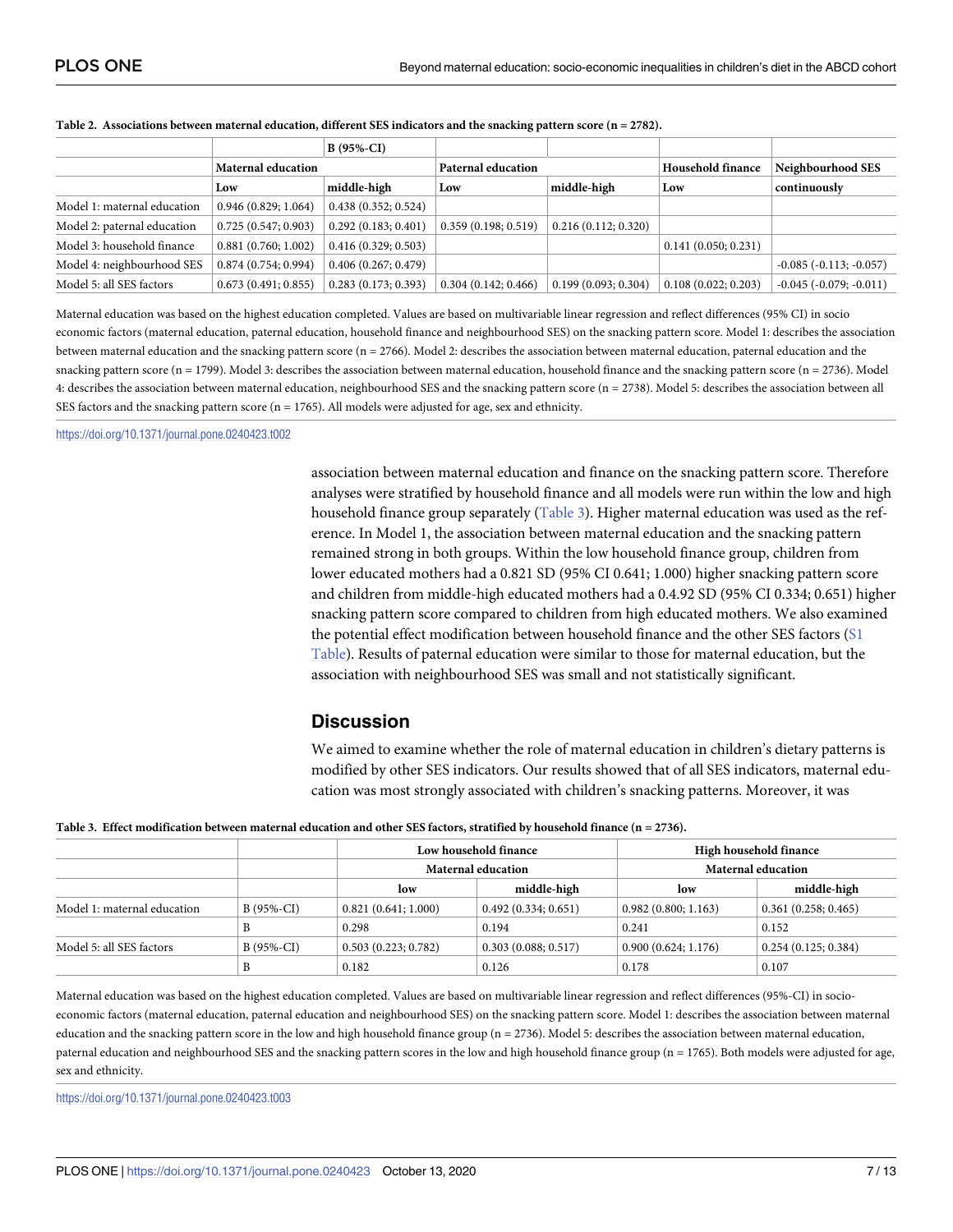**Table 2. Associations between maternal education, different SES indicators and the snacking pattern score (n = 2782).**

| | B (95%-CI) | | | | | |
|---|---|---|---|---|---|---|
| | Maternal education | | Paternal education | | Household finance | Neighbourhood SES |
| | Low | middle-high | Low | middle-high | Low | continuously |
| Model 1: maternal education | 0.946 (0.829; 1.064) | 0.438 (0.352; 0.524) | | | | |
| Model 2: paternal education | 0.725 (0.547; 0.903) | 0.292 (0.183; 0.401) | 0.359 (0.198; 0.519) | 0.216 (0.112; 0.320) | | |
| Model 3: household finance | 0.881 (0.760; 1.002) | 0.416 (0.329; 0.503) | | | 0.141 (0.050; 0.231) | |
| Model 4: neighbourhood SES | 0.874 (0.754; 0.994) | 0.406 (0.267; 0.479) | | | | -0.085 (-0.113; -0.057) |
| Model 5: all SES factors | 0.673 (0.491; 0.855) | 0.283 (0.173; 0.393) | 0.304 (0.142; 0.466) | 0.199 (0.093; 0.304) | 0.108 (0.022; 0.203) | -0.045 (-0.079; -0.011) |

Maternal education was based on the highest education completed. Values are based on multivariable linear regression and reflect differences (95% CI) in socio economic factors (maternal education, paternal education, household finance and neighbourhood SES) on the snacking pattern score. Model 1: describes the association between maternal education and the snacking pattern score (n = 2766). Model 2: describes the association between maternal education, paternal education and the snacking pattern score (n = 1799). Model 3: describes the association between maternal education, household finance and the snacking pattern score (n = 2736). Model 4: describes the association between maternal education, neighbourhood SES and the snacking pattern score (n = 2738). Model 5: describes the association between all SES factors and the snacking pattern score (n = 1765). All models were adjusted for age, sex and ethnicity.

https://doi.org/10.1371/journal.pone.0240423.t002

association between maternal education and finance on the snacking pattern score. Therefore analyses were stratified by household finance and all models were run within the low and high household finance group separately (Table 3). Higher maternal education was used as the reference. In Model 1, the association between maternal education and the snacking pattern remained strong in both groups. Within the low household finance group, children from lower educated mothers had a 0.821 SD (95% CI 0.641; 1.000) higher snacking pattern score and children from middle-high educated mothers had a 0.4.92 SD (95% CI 0.334; 0.651) higher snacking pattern score compared to children from high educated mothers. We also examined the potential effect modification between household finance and the other SES factors (S1 Table). Results of paternal education were similar to those for maternal education, but the association with neighbourhood SES was small and not statistically significant.

## Discussion

We aimed to examine whether the role of maternal education in children's dietary patterns is modified by other SES indicators. Our results showed that of all SES indicators, maternal education was most strongly associated with children's snacking patterns. Moreover, it was

**Table 3. Effect modification between maternal education and other SES factors, stratified by household finance (n = 2736).**

| | | Low household finance | | High household finance | |
|---|---|---|---|---|---|
| | | Maternal education | | Maternal education | |
| | | low | middle-high | low | middle-high |
| Model 1: maternal education | B (95%-CI) | 0.821 (0.641; 1.000) | 0.492 (0.334; 0.651) | 0.982 (0.800; 1.163) | 0.361 (0.258; 0.465) |
| | B | 0.298 | 0.194 | 0.241 | 0.152 |
| Model 5: all SES factors | B (95%-CI) | 0.503 (0.223; 0.782) | 0.303 (0.088; 0.517) | 0.900 (0.624; 1.176) | 0.254 (0.125; 0.384) |
| | B | 0.182 | 0.126 | 0.178 | 0.107 |

Maternal education was based on the highest education completed. Values are based on multivariable linear regression and reflect differences (95%-CI) in socio-economic factors (maternal education, paternal education and neighbourhood SES) on the snacking pattern score. Model 1: describes the association between maternal education and the snacking pattern score in the low and high household finance group (n = 2736). Model 5: describes the association between maternal education, paternal education and neighbourhood SES and the snacking pattern scores in the low and high household finance group (n = 1765). Both models were adjusted for age, sex and ethnicity.

https://doi.org/10.1371/journal.pone.0240423.t003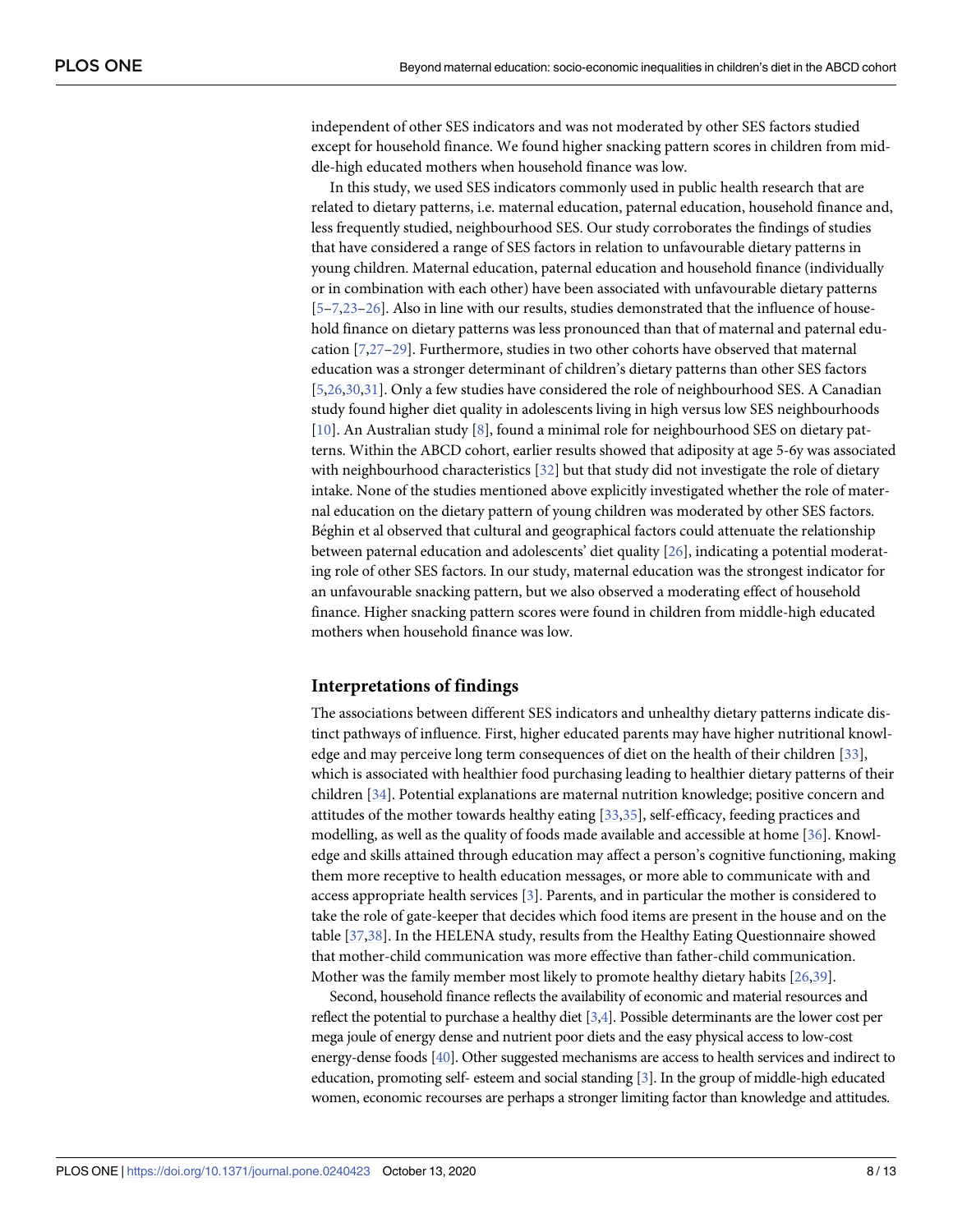independent of other SES indicators and was not moderated by other SES factors studied except for household finance. We found higher snacking pattern scores in children from middle-high educated mothers when household finance was low.

In this study, we used SES indicators commonly used in public health research that are related to dietary patterns, i.e. maternal education, paternal education, household finance and, less frequently studied, neighbourhood SES. Our study corroborates the findings of studies that have considered a range of SES factors in relation to unfavourable dietary patterns in young children. Maternal education, paternal education and household finance (individually or in combination with each other) have been associated with unfavourable dietary patterns [5–7,23–26]. Also in line with our results, studies demonstrated that the influence of household finance on dietary patterns was less pronounced than that of maternal and paternal education [7,27–29]. Furthermore, studies in two other cohorts have observed that maternal education was a stronger determinant of children's dietary patterns than other SES factors [5,26,30,31]. Only a few studies have considered the role of neighbourhood SES. A Canadian study found higher diet quality in adolescents living in high versus low SES neighbourhoods [10]. An Australian study [8], found a minimal role for neighbourhood SES on dietary patterns. Within the ABCD cohort, earlier results showed that adiposity at age 5-6y was associated with neighbourhood characteristics [32] but that study did not investigate the role of dietary intake. None of the studies mentioned above explicitly investigated whether the role of maternal education on the dietary pattern of young children was moderated by other SES factors. Béghin et al observed that cultural and geographical factors could attenuate the relationship between paternal education and adolescents' diet quality [26], indicating a potential moderating role of other SES factors. In our study, maternal education was the strongest indicator for an unfavourable snacking pattern, but we also observed a moderating effect of household finance. Higher snacking pattern scores were found in children from middle-high educated mothers when household finance was low.

## Interpretations of findings

The associations between different SES indicators and unhealthy dietary patterns indicate distinct pathways of influence. First, higher educated parents may have higher nutritional knowledge and may perceive long term consequences of diet on the health of their children [33], which is associated with healthier food purchasing leading to healthier dietary patterns of their children [34]. Potential explanations are maternal nutrition knowledge; positive concern and attitudes of the mother towards healthy eating [33,35], self-efficacy, feeding practices and modelling, as well as the quality of foods made available and accessible at home [36]. Knowledge and skills attained through education may affect a person's cognitive functioning, making them more receptive to health education messages, or more able to communicate with and access appropriate health services [3]. Parents, and in particular the mother is considered to take the role of gate-keeper that decides which food items are present in the house and on the table [37,38]. In the HELENA study, results from the Healthy Eating Questionnaire showed that mother-child communication was more effective than father-child communication. Mother was the family member most likely to promote healthy dietary habits [26,39].

Second, household finance reflects the availability of economic and material resources and reflect the potential to purchase a healthy diet [3,4]. Possible determinants are the lower cost per mega joule of energy dense and nutrient poor diets and the easy physical access to low-cost energy-dense foods [40]. Other suggested mechanisms are access to health services and indirect to education, promoting self- esteem and social standing [3]. In the group of middle-high educated women, economic recourses are perhaps a stronger limiting factor than knowledge and attitudes.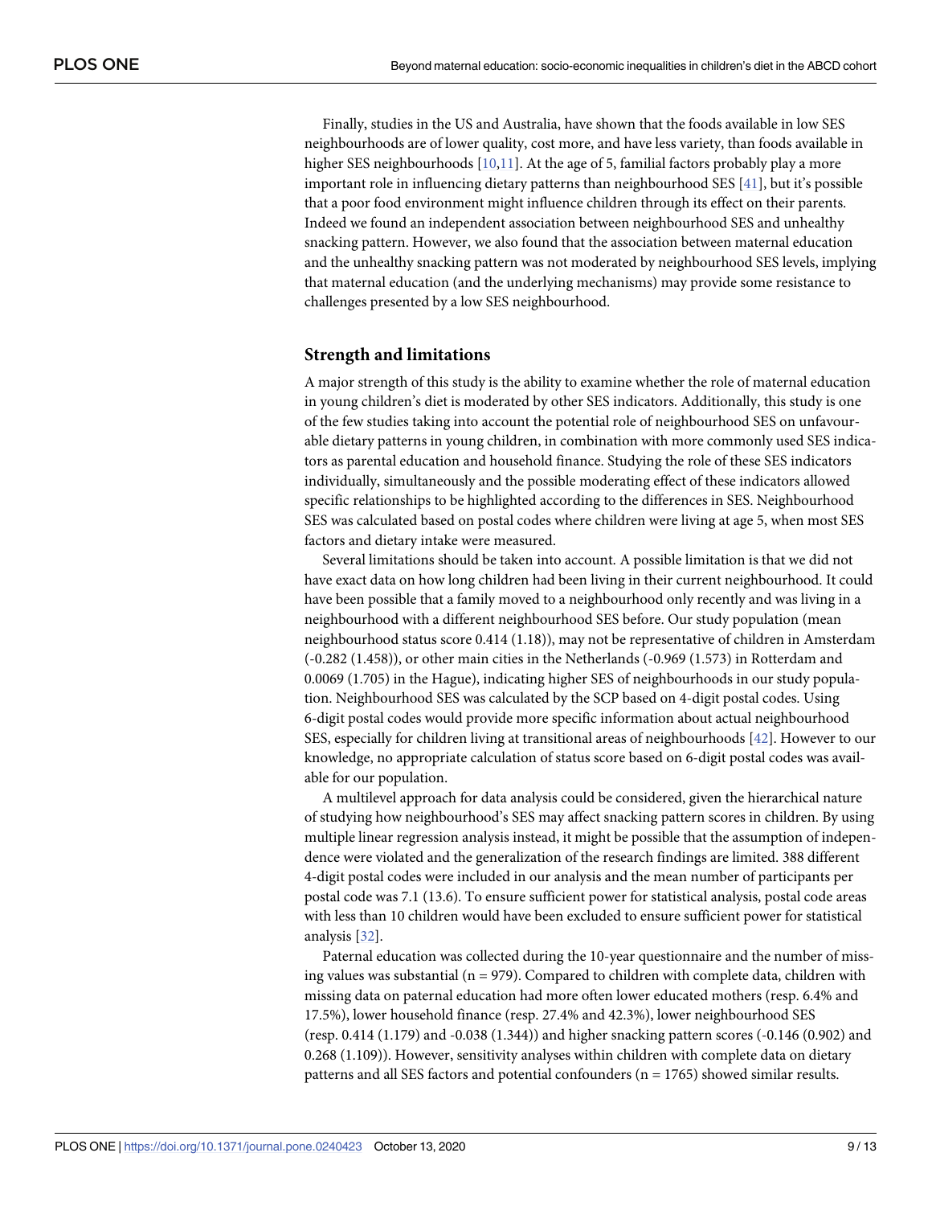Finally, studies in the US and Australia, have shown that the foods available in low SES neighbourhoods are of lower quality, cost more, and have less variety, than foods available in higher SES neighbourhoods [10,11]. At the age of 5, familial factors probably play a more important role in influencing dietary patterns than neighbourhood SES [41], but it's possible that a poor food environment might influence children through its effect on their parents. Indeed we found an independent association between neighbourhood SES and unhealthy snacking pattern. However, we also found that the association between maternal education and the unhealthy snacking pattern was not moderated by neighbourhood SES levels, implying that maternal education (and the underlying mechanisms) may provide some resistance to challenges presented by a low SES neighbourhood.

## Strength and limitations

A major strength of this study is the ability to examine whether the role of maternal education in young children's diet is moderated by other SES indicators. Additionally, this study is one of the few studies taking into account the potential role of neighbourhood SES on unfavourable dietary patterns in young children, in combination with more commonly used SES indicators as parental education and household finance. Studying the role of these SES indicators individually, simultaneously and the possible moderating effect of these indicators allowed specific relationships to be highlighted according to the differences in SES. Neighbourhood SES was calculated based on postal codes where children were living at age 5, when most SES factors and dietary intake were measured.

Several limitations should be taken into account. A possible limitation is that we did not have exact data on how long children had been living in their current neighbourhood. It could have been possible that a family moved to a neighbourhood only recently and was living in a neighbourhood with a different neighbourhood SES before. Our study population (mean neighbourhood status score 0.414 (1.18)), may not be representative of children in Amsterdam (-0.282 (1.458)), or other main cities in the Netherlands (-0.969 (1.573) in Rotterdam and 0.0069 (1.705) in the Hague), indicating higher SES of neighbourhoods in our study population. Neighbourhood SES was calculated by the SCP based on 4-digit postal codes. Using 6-digit postal codes would provide more specific information about actual neighbourhood SES, especially for children living at transitional areas of neighbourhoods [42]. However to our knowledge, no appropriate calculation of status score based on 6-digit postal codes was available for our population.

A multilevel approach for data analysis could be considered, given the hierarchical nature of studying how neighbourhood's SES may affect snacking pattern scores in children. By using multiple linear regression analysis instead, it might be possible that the assumption of independence were violated and the generalization of the research findings are limited. 388 different 4-digit postal codes were included in our analysis and the mean number of participants per postal code was 7.1 (13.6). To ensure sufficient power for statistical analysis, postal code areas with less than 10 children would have been excluded to ensure sufficient power for statistical analysis [32].

Paternal education was collected during the 10-year questionnaire and the number of missing values was substantial (n = 979). Compared to children with complete data, children with missing data on paternal education had more often lower educated mothers (resp. 6.4% and 17.5%), lower household finance (resp. 27.4% and 42.3%), lower neighbourhood SES (resp. 0.414 (1.179) and -0.038 (1.344)) and higher snacking pattern scores (-0.146 (0.902) and 0.268 (1.109)). However, sensitivity analyses within children with complete data on dietary patterns and all SES factors and potential confounders (n = 1765) showed similar results.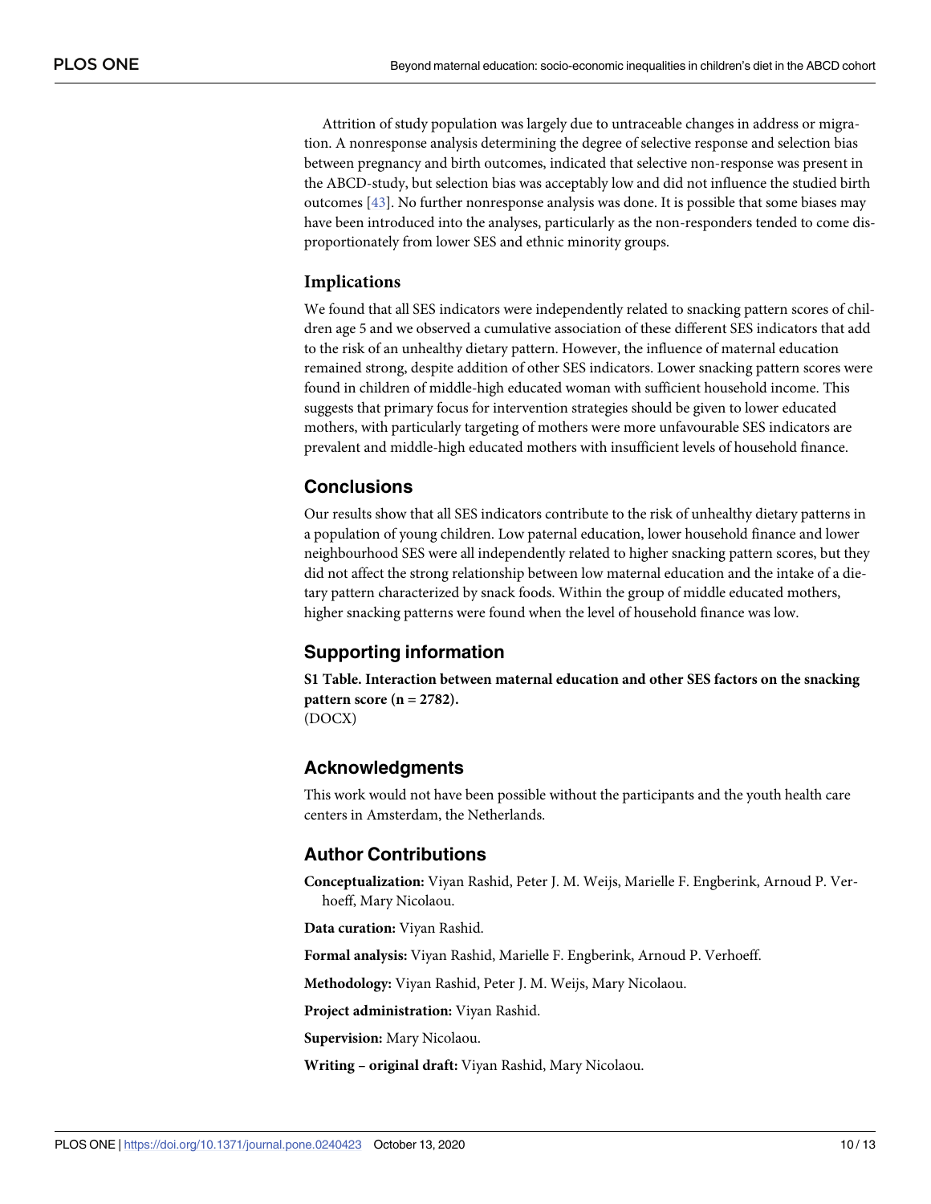Attrition of study population was largely due to untraceable changes in address or migration. A nonresponse analysis determining the degree of selective response and selection bias between pregnancy and birth outcomes, indicated that selective non-response was present in the ABCD-study, but selection bias was acceptably low and did not influence the studied birth outcomes [43]. No further nonresponse analysis was done. It is possible that some biases may have been introduced into the analyses, particularly as the non-responders tended to come disproportionately from lower SES and ethnic minority groups.

### Implications

We found that all SES indicators were independently related to snacking pattern scores of children age 5 and we observed a cumulative association of these different SES indicators that add to the risk of an unhealthy dietary pattern. However, the influence of maternal education remained strong, despite addition of other SES indicators. Lower snacking pattern scores were found in children of middle-high educated woman with sufficient household income. This suggests that primary focus for intervention strategies should be given to lower educated mothers, with particularly targeting of mothers were more unfavourable SES indicators are prevalent and middle-high educated mothers with insufficient levels of household finance.

## Conclusions

Our results show that all SES indicators contribute to the risk of unhealthy dietary patterns in a population of young children. Low paternal education, lower household finance and lower neighbourhood SES were all independently related to higher snacking pattern scores, but they did not affect the strong relationship between low maternal education and the intake of a dietary pattern characterized by snack foods. Within the group of middle educated mothers, higher snacking patterns were found when the level of household finance was low.

## Supporting information

**S1 Table. Interaction between maternal education and other SES factors on the snacking pattern score (n = 2782).**
(DOCX)

## Acknowledgments

This work would not have been possible without the participants and the youth health care centers in Amsterdam, the Netherlands.

## Author Contributions

**Conceptualization:** Viyan Rashid, Peter J. M. Weijs, Marielle F. Engberink, Arnoud P. Verhoeff, Mary Nicolaou.

**Data curation:** Viyan Rashid.

**Formal analysis:** Viyan Rashid, Marielle F. Engberink, Arnoud P. Verhoeff.

**Methodology:** Viyan Rashid, Peter J. M. Weijs, Mary Nicolaou.

**Project administration:** Viyan Rashid.

**Supervision:** Mary Nicolaou.

**Writing – original draft:** Viyan Rashid, Mary Nicolaou.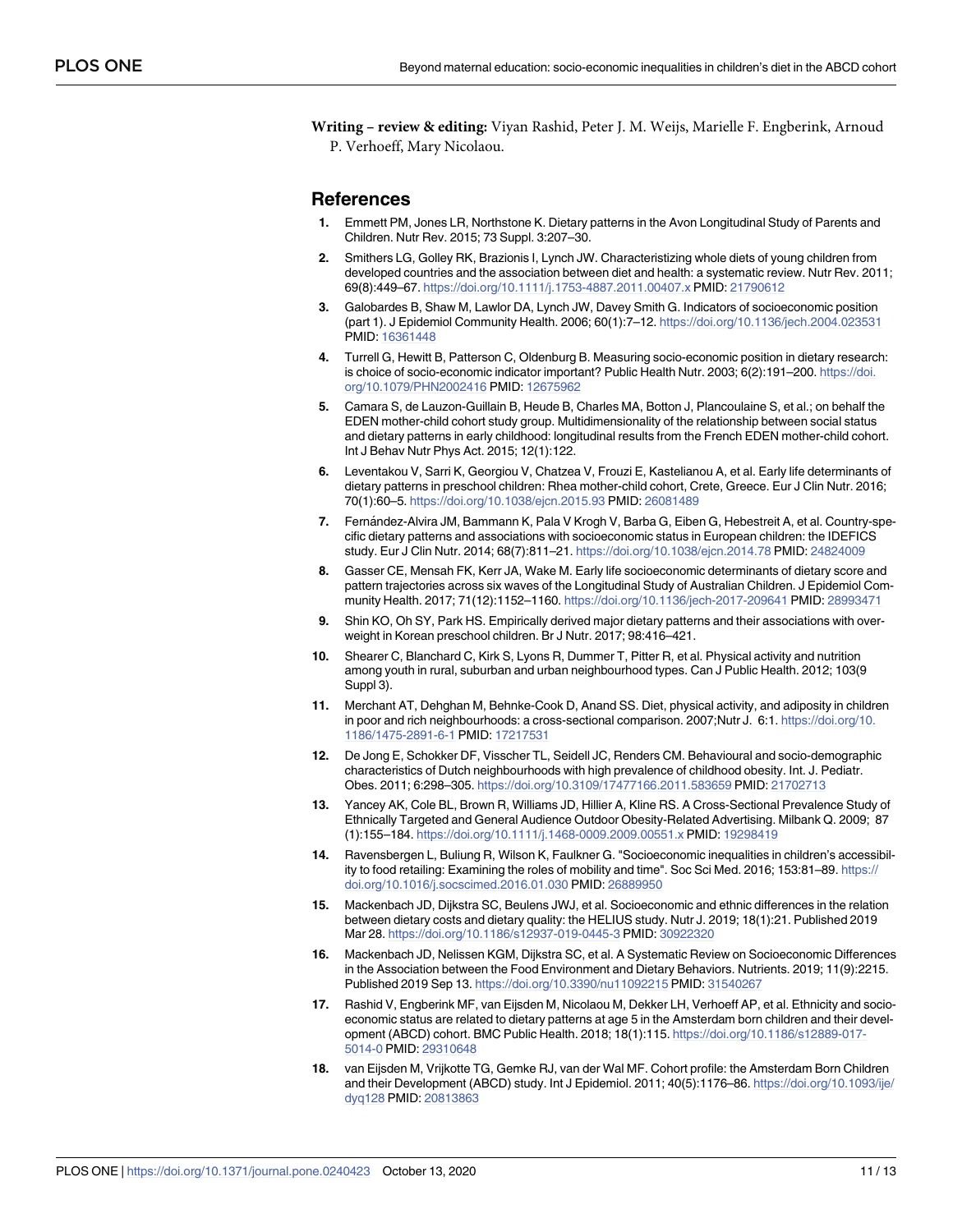**Writing – review & editing:** Viyan Rashid, Peter J. M. Weijs, Marielle F. Engberink, Arnoud P. Verhoeff, Mary Nicolaou.

## References

1. Emmett PM, Jones LR, Northstone K. Dietary patterns in the Avon Longitudinal Study of Parents and Children. Nutr Rev. 2015; 73 Suppl. 3:207–30.
2. Smithers LG, Golley RK, Brazionis I, Lynch JW. Characteristizing whole diets of young children from developed countries and the association between diet and health: a systematic review. Nutr Rev. 2011; 69(8):449–67. https://doi.org/10.1111/j.1753-4887.2011.00407.x PMID: 21790612
3. Galobardes B, Shaw M, Lawlor DA, Lynch JW, Davey Smith G. Indicators of socioeconomic position (part 1). J Epidemiol Community Health. 2006; 60(1):7–12. https://doi.org/10.1136/jech.2004.023531 PMID: 16361448
4. Turrell G, Hewitt B, Patterson C, Oldenburg B. Measuring socio-economic position in dietary research: is choice of socio-economic indicator important? Public Health Nutr. 2003; 6(2):191–200. https://doi.org/10.1079/PHN2002416 PMID: 12675962
5. Camara S, de Lauzon-Guillain B, Heude B, Charles MA, Botton J, Plancoulaine S, et al.; on behalf the EDEN mother-child cohort study group. Multidimensionality of the relationship between social status and dietary patterns in early childhood: longitudinal results from the French EDEN mother-child cohort. Int J Behav Nutr Phys Act. 2015; 12(1):122.
6. Leventakou V, Sarri K, Georgiou V, Chatzea V, Frouzi E, Kastelianou A, et al. Early life determinants of dietary patterns in preschool children: Rhea mother-child cohort, Crete, Greece. Eur J Clin Nutr. 2016; 70(1):60–5. https://doi.org/10.1038/ejcn.2015.93 PMID: 26081489
7. Fernández-Alvira JM, Bammann K, Pala V Krogh V, Barba G, Eiben G, Hebestreit A, et al. Country-specific dietary patterns and associations with socioeconomic status in European children: the IDEFICS study. Eur J Clin Nutr. 2014; 68(7):811–21. https://doi.org/10.1038/ejcn.2014.78 PMID: 24824009
8. Gasser CE, Mensah FK, Kerr JA, Wake M. Early life socioeconomic determinants of dietary score and pattern trajectories across six waves of the Longitudinal Study of Australian Children. J Epidemiol Community Health. 2017; 71(12):1152–1160. https://doi.org/10.1136/jech-2017-209641 PMID: 28993471
9. Shin KO, Oh SY, Park HS. Empirically derived major dietary patterns and their associations with overweight in Korean preschool children. Br J Nutr. 2017; 98:416–421.
10. Shearer C, Blanchard C, Kirk S, Lyons R, Dummer T, Pitter R, et al. Physical activity and nutrition among youth in rural, suburban and urban neighbourhood types. Can J Public Health. 2012; 103(9 Suppl 3).
11. Merchant AT, Dehghan M, Behnke-Cook D, Anand SS. Diet, physical activity, and adiposity in children in poor and rich neighbourhoods: a cross-sectional comparison. 2007;Nutr J. 6:1. https://doi.org/10.1186/1475-2891-6-1 PMID: 17217531
12. De Jong E, Schokker DF, Visscher TL, Seidell JC, Renders CM. Behavioural and socio-demographic characteristics of Dutch neighbourhoods with high prevalence of childhood obesity. Int. J. Pediatr. Obes. 2011; 6:298–305. https://doi.org/10.3109/17477166.2011.583659 PMID: 21702713
13. Yancey AK, Cole BL, Brown R, Williams JD, Hillier A, Kline RS. A Cross-Sectional Prevalence Study of Ethnically Targeted and General Audience Outdoor Obesity-Related Advertising. Milbank Q. 2009; 87 (1):155–184. https://doi.org/10.1111/j.1468-0009.2009.00551.x PMID: 19298419
14. Ravensbergen L, Buliung R, Wilson K, Faulkner G. "Socioeconomic inequalities in children's accessibility to food retailing: Examining the roles of mobility and time". Soc Sci Med. 2016; 153:81–89. https://doi.org/10.1016/j.socscimed.2016.01.030 PMID: 26889950
15. Mackenbach JD, Dijkstra SC, Beulens JWJ, et al. Socioeconomic and ethnic differences in the relation between dietary costs and dietary quality: the HELIUS study. Nutr J. 2019; 18(1):21. Published 2019 Mar 28. https://doi.org/10.1186/s12937-019-0445-3 PMID: 30922320
16. Mackenbach JD, Nelissen KGM, Dijkstra SC, et al. A Systematic Review on Socioeconomic Differences in the Association between the Food Environment and Dietary Behaviors. Nutrients. 2019; 11(9):2215. Published 2019 Sep 13. https://doi.org/10.3390/nu11092215 PMID: 31540267
17. Rashid V, Engberink MF, van Eijsden M, Nicolaou M, Dekker LH, Verhoeff AP, et al. Ethnicity and socioeconomic status are related to dietary patterns at age 5 in the Amsterdam born children and their development (ABCD) cohort. BMC Public Health. 2018; 18(1):115. https://doi.org/10.1186/s12889-017-5014-0 PMID: 29310648
18. van Eijsden M, Vrijkotte TG, Gemke RJ, van der Wal MF. Cohort profile: the Amsterdam Born Children and their Development (ABCD) study. Int J Epidemiol. 2011; 40(5):1176–86. https://doi.org/10.1093/ije/dyq128 PMID: 20813863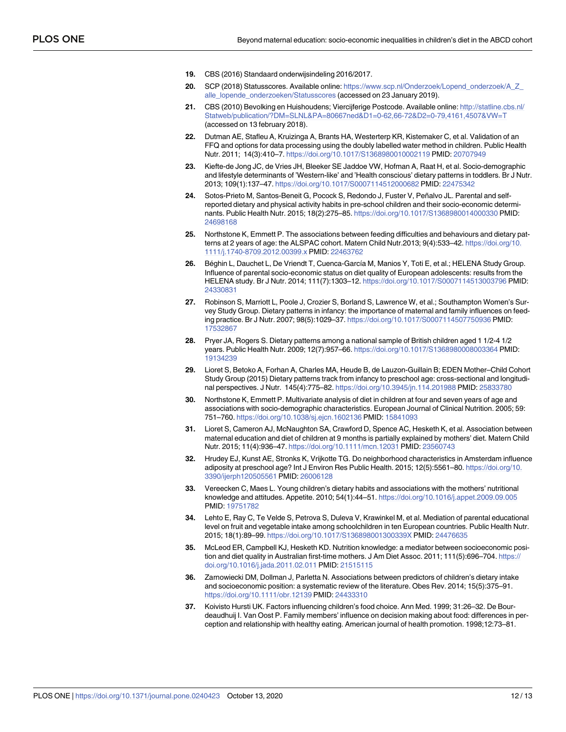19. CBS (2016) Standaard onderwijsindeling 2016/2017.

20. SCP (2018) Statusscores. Available online: https://www.scp.nl/Onderzoek/Lopend_onderzoek/A_Z_alle_lopende_onderzoeken/Statusscores (accessed on 23 January 2019).

21. CBS (2010) Bevolking en Huishoudens; Viercijferige Postcode. Available online: http://statline.cbs.nl/Statweb/publication/?DM=SLNL&PA=80667ned&D1=0-62,66-72&D2=0-79,4161,4507&VW=T (accessed on 13 february 2018).

22. Dutman AE, Stafleu A, Kruizinga A, Brants HA, Westerterp KR, Kistemaker C, et al. Validation of an FFQ and options for data processing using the doubly labelled water method in children. Public Health Nutr. 2011; 14(3):410–7. https://doi.org/10.1017/S1368980010002119 PMID: 20707949

23. Kiefte-de Jong JC, de Vries JH, Bleeker SE Jaddoe VW, Hofman A, Raat H, et al. Socio-demographic and lifestyle determinants of 'Western-like' and 'Health conscious' dietary patterns in toddlers. Br J Nutr. 2013; 109(1):137–47. https://doi.org/10.1017/S0007114512000682 PMID: 22475342

24. Sotos-Prieto M, Santos-Beneit G, Pocock S, Redondo J, Fuster V, Peñalvo JL. Parental and self-reported dietary and physical activity habits in pre-school children and their socio-economic determinants. Public Health Nutr. 2015; 18(2):275–85. https://doi.org/10.1017/S1368980014000330 PMID: 24698168

25. Northstone K, Emmett P. The associations between feeding difficulties and behaviours and dietary patterns at 2 years of age: the ALSPAC cohort. Matern Child Nutr.2013; 9(4):533–42. https://doi.org/10.1111/j.1740-8709.2012.00399.x PMID: 22463762

26. Béghin L, Dauchet L, De Vriendt T, Cuenca-García M, Manios Y, Toti E, et al.; HELENA Study Group. Influence of parental socio-economic status on diet quality of European adolescents: results from the HELENA study. Br J Nutr. 2014; 111(7):1303–12. https://doi.org/10.1017/S0007114513003796 PMID: 24330831

27. Robinson S, Marriott L, Poole J, Crozier S, Borland S, Lawrence W, et al.; Southampton Women's Survey Study Group. Dietary patterns in infancy: the importance of maternal and family influences on feeding practice. Br J Nutr. 2007; 98(5):1029–37. https://doi.org/10.1017/S0007114507750936 PMID: 17532867

28. Pryer JA, Rogers S. Dietary patterns among a national sample of British children aged 1 1/2-4 1/2 years. Public Health Nutr. 2009; 12(7):957–66. https://doi.org/10.1017/S1368980008003364 PMID: 19134239

29. Lioret S, Betoko A, Forhan A, Charles MA, Heude B, de Lauzon-Guillain B; EDEN Mother–Child Cohort Study Group (2015) Dietary patterns track from infancy to preschool age: cross-sectional and longitudinal perspectives. J Nutr. 145(4):775–82. https://doi.org/10.3945/jn.114.201988 PMID: 25833780

30. Northstone K, Emmett P. Multivariate analysis of diet in children at four and seven years of age and associations with socio-demographic characteristics. European Journal of Clinical Nutrition. 2005; 59: 751–760. https://doi.org/10.1038/sj.ejcn.1602136 PMID: 15841093

31. Lioret S, Cameron AJ, McNaughton SA, Crawford D, Spence AC, Hesketh K, et al. Association between maternal education and diet of children at 9 months is partially explained by mothers' diet. Matern Child Nutr. 2015; 11(4):936–47. https://doi.org/10.1111/mcn.12031 PMID: 23560743

32. Hrudey EJ, Kunst AE, Stronks K, Vrijkotte TG. Do neighborhood characteristics in Amsterdam influence adiposity at preschool age? Int J Environ Res Public Health. 2015; 12(5):5561–80. https://doi.org/10.3390/ijerph120505561 PMID: 26006128

33. Vereecken C, Maes L. Young children's dietary habits and associations with the mothers' nutritional knowledge and attitudes. Appetite. 2010; 54(1):44–51. https://doi.org/10.1016/j.appet.2009.09.005 PMID: 19751782

34. Lehto E, Ray C, Te Velde S, Petrova S, Duleva V, Krawinkel M, et al. Mediation of parental educational level on fruit and vegetable intake among schoolchildren in ten European countries. Public Health Nutr. 2015; 18(1):89–99. https://doi.org/10.1017/S136898001300339X PMID: 24476635

35. McLeod ER, Campbell KJ, Hesketh KD. Nutrition knowledge: a mediator between socioeconomic position and diet quality in Australian first-time mothers. J Am Diet Assoc. 2011; 111(5):696–704. https://doi.org/10.1016/j.jada.2011.02.011 PMID: 21515115

36. Zarnowiecki DM, Dollman J, Parletta N. Associations between predictors of children's dietary intake and socioeconomic position: a systematic review of the literature. Obes Rev. 2014; 15(5):375–91. https://doi.org/10.1111/obr.12139 PMID: 24433310

37. Koivisto Hursti UK. Factors influencing children's food choice. Ann Med. 1999; 31:26–32. De Bourdeaudhuij I. Van Oost P. Family members' influence on decision making about food: differences in perception and relationship with healthy eating. American journal of health promotion. 1998;12:73–81.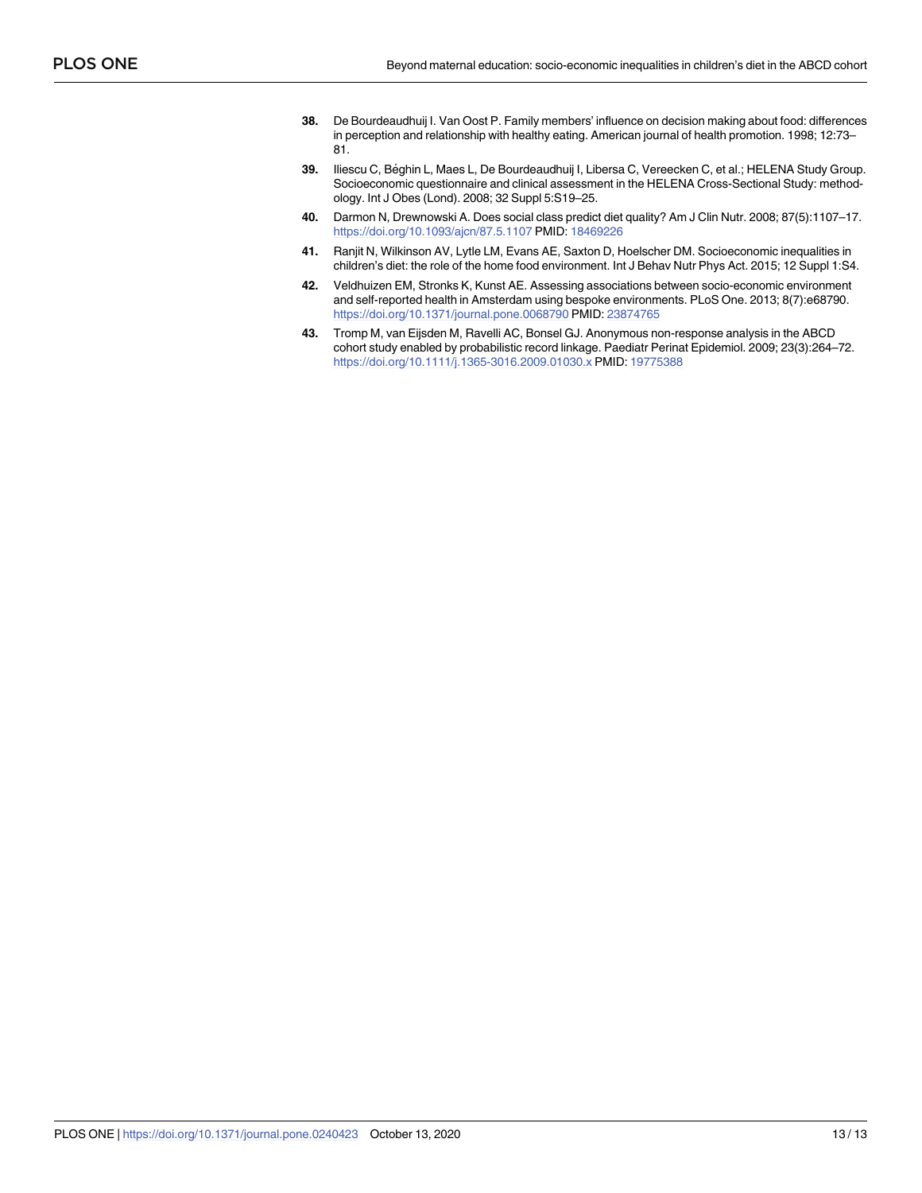38. De Bourdeaudhuij I. Van Oost P. Family members' influence on decision making about food: differences in perception and relationship with healthy eating. American journal of health promotion. 1998; 12:73–81.

39. Iliescu C, Béghin L, Maes L, De Bourdeaudhuij I, Libersa C, Vereecken C, et al.; HELENA Study Group. Socioeconomic questionnaire and clinical assessment in the HELENA Cross-Sectional Study: methodology. Int J Obes (Lond). 2008; 32 Suppl 5:S19–25.

40. Darmon N, Drewnowski A. Does social class predict diet quality? Am J Clin Nutr. 2008; 87(5):1107–17. https://doi.org/10.1093/ajcn/87.5.1107 PMID: 18469226

41. Ranjit N, Wilkinson AV, Lytle LM, Evans AE, Saxton D, Hoelscher DM. Socioeconomic inequalities in children's diet: the role of the home food environment. Int J Behav Nutr Phys Act. 2015; 12 Suppl 1:S4.

42. Veldhuizen EM, Stronks K, Kunst AE. Assessing associations between socio-economic environment and self-reported health in Amsterdam using bespoke environments. PLoS One. 2013; 8(7):e68790. https://doi.org/10.1371/journal.pone.0068790 PMID: 23874765

43. Tromp M, van Eijsden M, Ravelli AC, Bonsel GJ. Anonymous non-response analysis in the ABCD cohort study enabled by probabilistic record linkage. Paediatr Perinat Epidemiol. 2009; 23(3):264–72. https://doi.org/10.1111/j.1365-3016.2009.01030.x PMID: 19775388